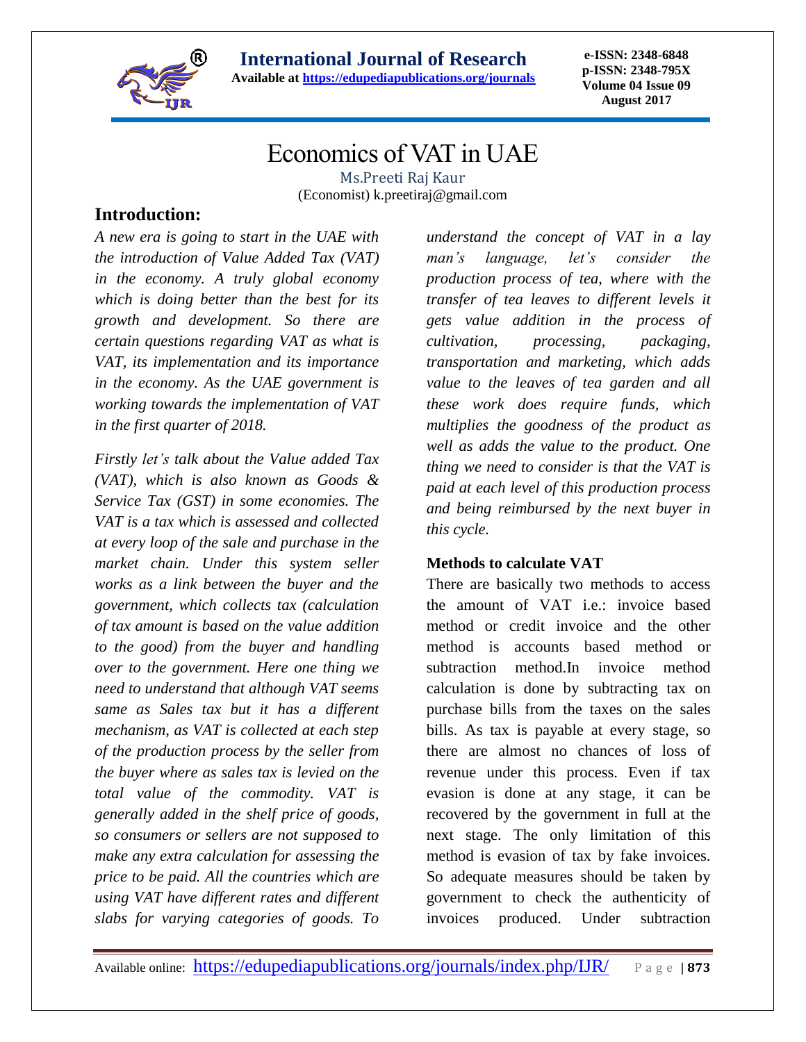# Economics of VAT in UAE

Ms.Preeti Raj Kaur

(Economist) k.preetiraj@gmail.com

## Introduction:

*A new era is going to start in the UAE with the introduction of Value Added Tax (VAT) in the economy. A truly global economy which is doing better than the best for its growth and development. So there are certain questions regarding VAT as what is VAT, its implementation and its importance in the economy. As the UAE government is working towards the implementation of VAT in the first quarter of 2018.*

*Firstly let's talk about the Value added Tax (VAT), which is also known as Goods & Service Tax (GST) in some economies. The VAT is a tax which is assessed and collected at every loop of the sale and purchase in the market chain. Under this system seller works as a link between the buyer and the government, which collects tax (calculation of tax amount is based on the value addition to the good) from the buyer and handling over to the government. Here one thing we need to understand that although VAT seems same as Sales tax but it has a different mechanism, as VAT is collected at each step of the production process by the seller from the buyer where as sales tax is levied on the total value of the commodity. VAT is generally added in the shelf price of goods, so consumers or sellers are not supposed to make any extra calculation for assessing the price to be paid. All the countries which are using VAT have different rates and different slabs for varying categories of goods. To understand the concept of VAT in a lay man's language, let's consider the production process of tea, where with the transfer of tea leaves to different levels it gets value addition in the process of cultivation, processing, packaging, transportation and marketing, which adds value to the leaves of tea garden and all these work does require funds, which multiplies the goodness of the product as well as adds the value to the product. One thing we need to consider is that the VAT is paid at each level of this production process and being reimbursed by the next buyer in this cycle.*

**Methods to calculate VAT**

There are basically two methods to access the amount of VAT i.e.: invoice based method or credit invoice and the other method is accounts based method or subtraction method.In invoice method calculation is done by subtracting tax on purchase bills from the taxes on the sales bills. As tax is payable at every stage, so there are almost no chances of loss of revenue under this process. Even if tax evasion is done at any stage, it can be recovered by the government in full at the next stage. The only limitation of this method is evasion of tax by fake invoices. So adequate measures should be taken by government to check the authenticity of invoices produced. Under subtraction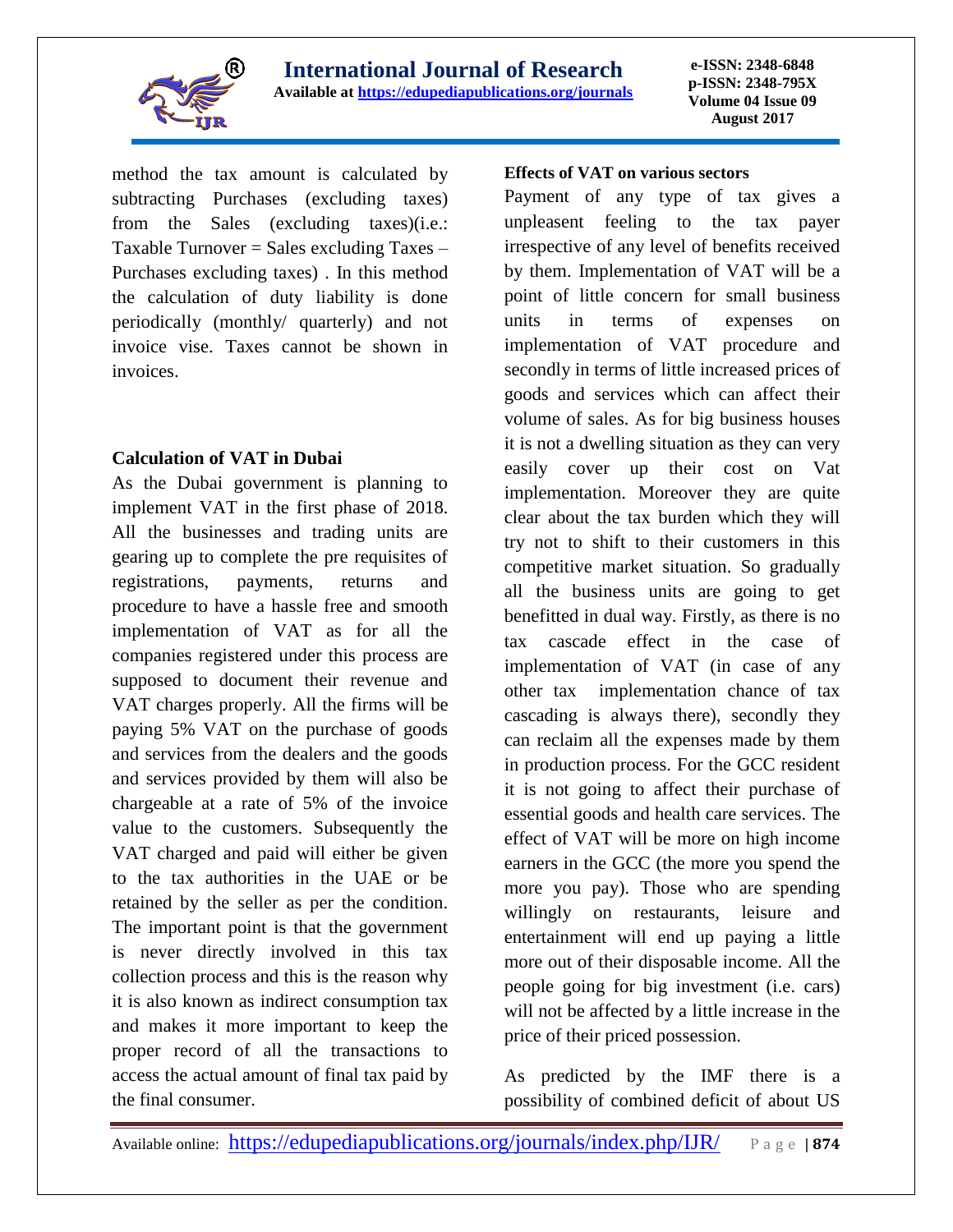method the tax amount is calculated by subtracting Purchases (excluding taxes) from the Sales (excluding taxes)(i.e.: Taxable Turnover = Sales excluding Taxes – Purchases excluding taxes) . In this method the calculation of duty liability is done periodically (monthly/ quarterly) and not invoice vise. Taxes cannot be shown in invoices.

### Calculation of VAT in Dubai

As the Dubai government is planning to implement VAT in the first phase of 2018. All the businesses and trading units are gearing up to complete the pre requisites of registrations, payments, returns and procedure to have a hassle free and smooth implementation of VAT as for all the companies registered under this process are supposed to document their revenue and VAT charges properly. All the firms will be paying 5% VAT on the purchase of goods and services from the dealers and the goods and services provided by them will also be chargeable at a rate of 5% of the invoice value to the customers. Subsequently the VAT charged and paid will either be given to the tax authorities in the UAE or be retained by the seller as per the condition. The important point is that the government is never directly involved in this tax collection process and this is the reason why it is also known as indirect consumption tax and makes it more important to keep the proper record of all the transactions to access the actual amount of final tax paid by the final consumer.

### Effects of VAT on various sectors

Payment of any type of tax gives a unpleasent feeling to the tax payer irrespective of any level of benefits received by them. Implementation of VAT will be a point of little concern for small business units in terms of expenses on implementation of VAT procedure and secondly in terms of little increased prices of goods and services which can affect their volume of sales. As for big business houses it is not a dwelling situation as they can very easily cover up their cost on Vat implementation. Moreover they are quite clear about the tax burden which they will try not to shift to their customers in this competitive market situation. So gradually all the business units are going to get benefitted in dual way. Firstly, as there is no tax cascade effect in the case of implementation of VAT (in case of any other tax implementation chance of tax cascading is always there), secondly they can reclaim all the expenses made by them in production process. For the GCC resident it is not going to affect their purchase of essential goods and health care services. The effect of VAT will be more on high income earners in the GCC (the more you spend the more you pay). Those who are spending willingly on restaurants, leisure and entertainment will end up paying a little more out of their disposable income. All the people going for big investment (i.e. cars) will not be affected by a little increase in the price of their priced possession.

As predicted by the IMF there is a possibility of combined deficit of about US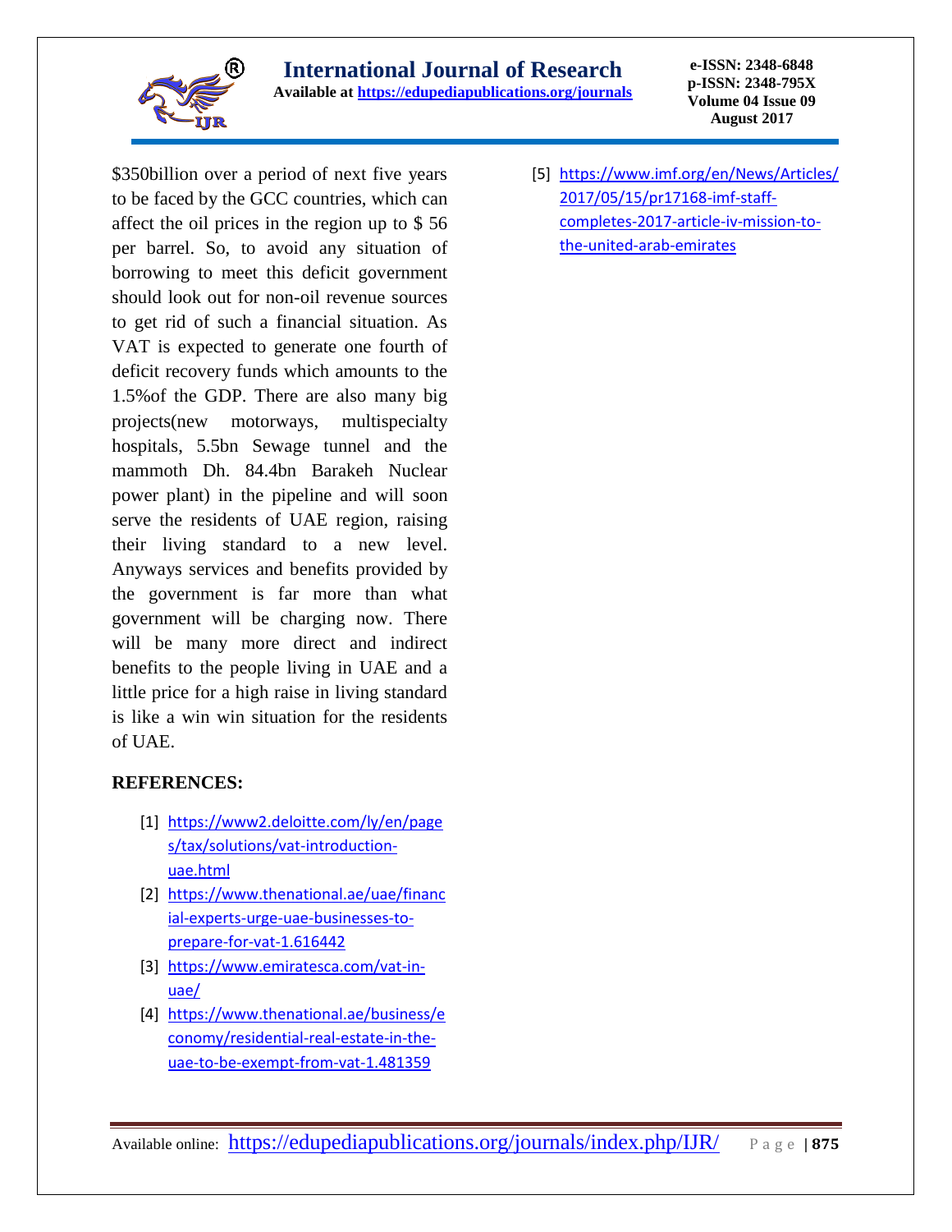$350billion over a period of next five years to be faced by the GCC countries, which can affect the oil prices in the region up to $ 56 per barrel. So, to avoid any situation of borrowing to meet this deficit government should look out for non-oil revenue sources to get rid of such a financial situation. As VAT is expected to generate one fourth of deficit recovery funds which amounts to the 1.5%of the GDP. There are also many big projects(new motorways, multispecialty hospitals, 5.5bn Sewage tunnel and the mammoth Dh. 84.4bn Barakeh Nuclear power plant) in the pipeline and will soon serve the residents of UAE region, raising their living standard to a new level. Anyways services and benefits provided by the government is far more than what government will be charging now. There will be many more direct and indirect benefits to the people living in UAE and a little price for a high raise in living standard is like a win win situation for the residents of UAE.

**REFERENCES:**

[1] https://www2.deloitte.com/ly/en/pages/tax/solutions/vat-introduction-uae.html

[2] https://www.thenational.ae/uae/financial-experts-urge-uae-businesses-to-prepare-for-vat-1.616442

[3] https://www.emiratesca.com/vat-in-uae/

[4] https://www.thenational.ae/business/economy/residential-real-estate-in-the-uae-to-be-exempt-from-vat-1.481359

[5] https://www.imf.org/en/News/Articles/2017/05/15/pr17168-imf-staff-completes-2017-article-iv-mission-to-the-united-arab-emirates